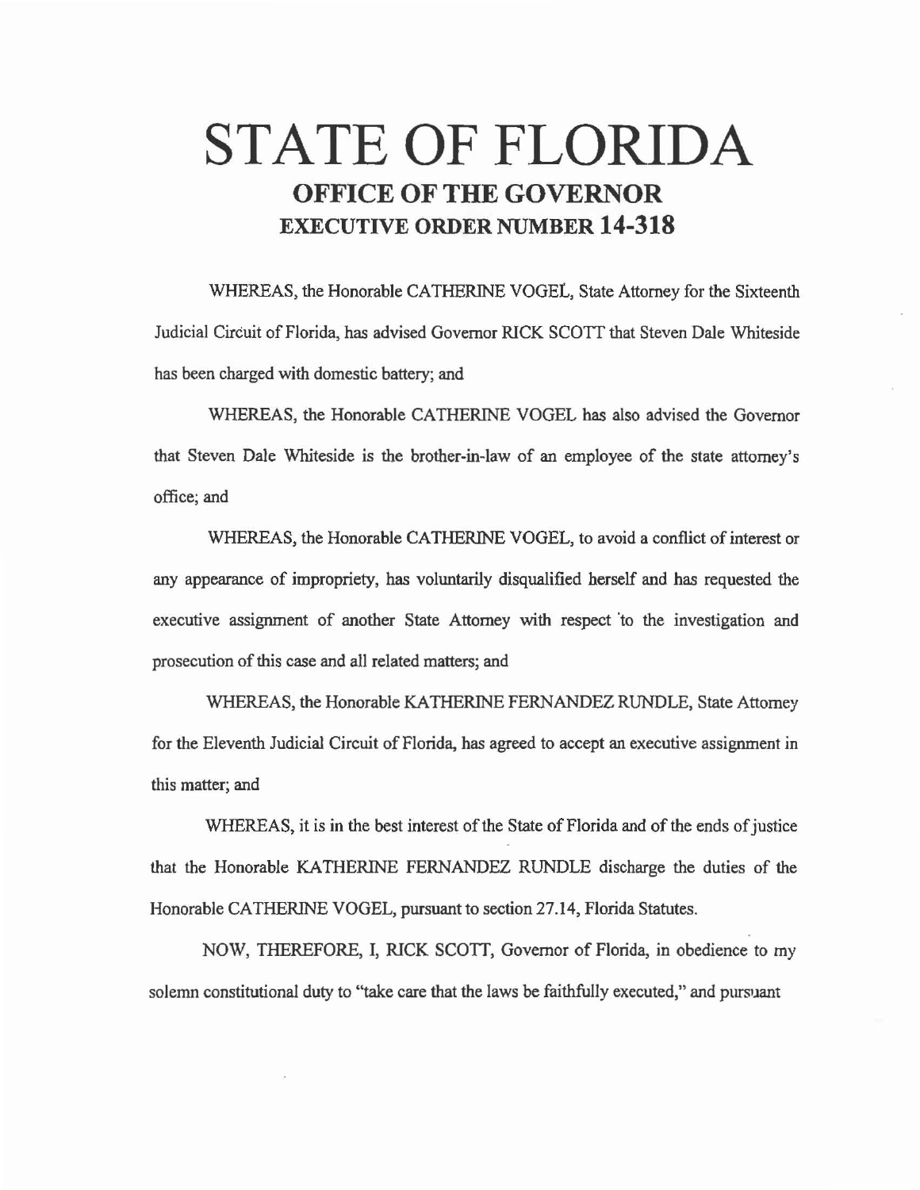# STATE OF FLORIDA

## OFFICE OF THE GOVERNOR

## EXECUTIVE ORDER NUMBER 14-318

WHEREAS, the Honorable CATHERINE VOGEL, State Attorney for the Sixteenth Judicial Circuit of Florida, has advised Governor RICK SCOTT that Steven Dale Whiteside has been charged with domestic battery; and

WHEREAS, the Honorable CATHERINE VOGEL has also advised the Governor that Steven Dale Whiteside is the brother-in-law of an employee of the state attorney's office; and

WHEREAS, the Honorable CATHERINE VOGEL, to avoid a conflict of interest or any appearance of impropriety, has voluntarily disqualified herself and has requested the executive assignment of another State Attorney with respect to the investigation and prosecution of this case and all related matters; and

WHEREAS, the Honorable KATHERINE FERNANDEZ RUNDLE, State Attorney for the Eleventh Judicial Circuit of Florida, has agreed to accept an executive assignment in this matter; and

WHEREAS, it is in the best interest of the State of Florida and of the ends of justice that the Honorable KATHERINE FERNANDEZ RUNDLE discharge the duties of the Honorable CATHERINE VOGEL, pursuant to section 27.14, Florida Statutes.

NOW, THEREFORE, I, RICK SCOTT, Governor of Florida, in obedience to my solemn constitutional duty to "take care that the laws be faithfully executed," and pursuant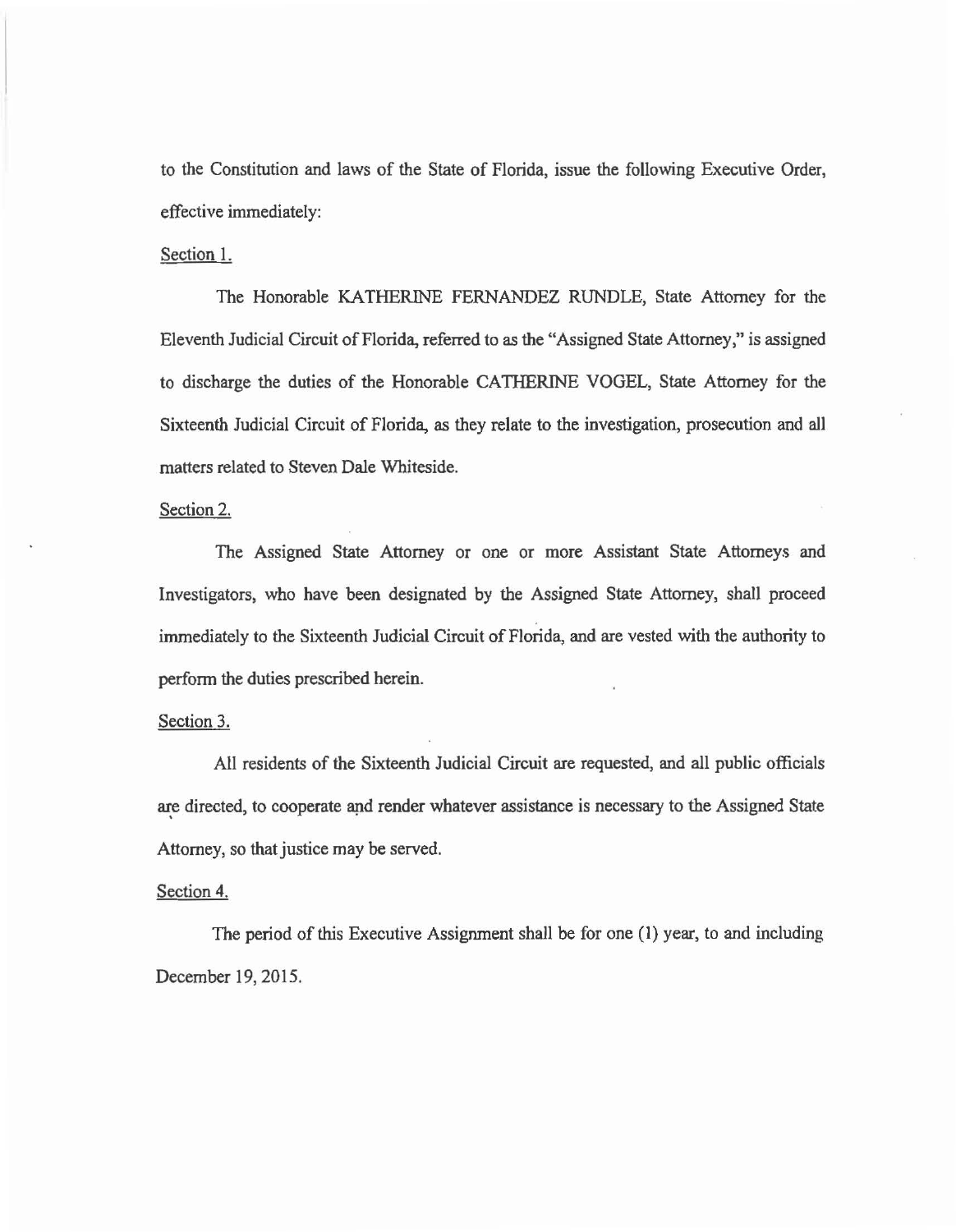to the Constitution and laws of the State of Florida, issue the following Executive Order, effective immediately:

Section 1.

The Honorable KATHERINE FERNANDEZ RUNDLE, State Attorney for the Eleventh Judicial Circuit of Florida, referred to as the "Assigned State Attorney," is assigned to discharge the duties of the Honorable CATHERINE VOGEL, State Attorney for the Sixteenth Judicial Circuit of Florida, as they relate to the investigation, prosecution and all matters related to Steven Dale Whiteside.

Section 2.

The Assigned State Attorney or one or more Assistant State Attorneys and Investigators, who have been designated by the Assigned State Attorney, shall proceed immediately to the Sixteenth Judicial Circuit of Florida, and are vested with the authority to perform the duties prescribed herein.

Section 3.

All residents of the Sixteenth Judicial Circuit are requested, and all public officials are directed, to cooperate and render whatever assistance is necessary to the Assigned State Attorney, so that justice may be served.

Section 4.

The period of this Executive Assignment shall be for one (1) year, to and including December 19, 2015.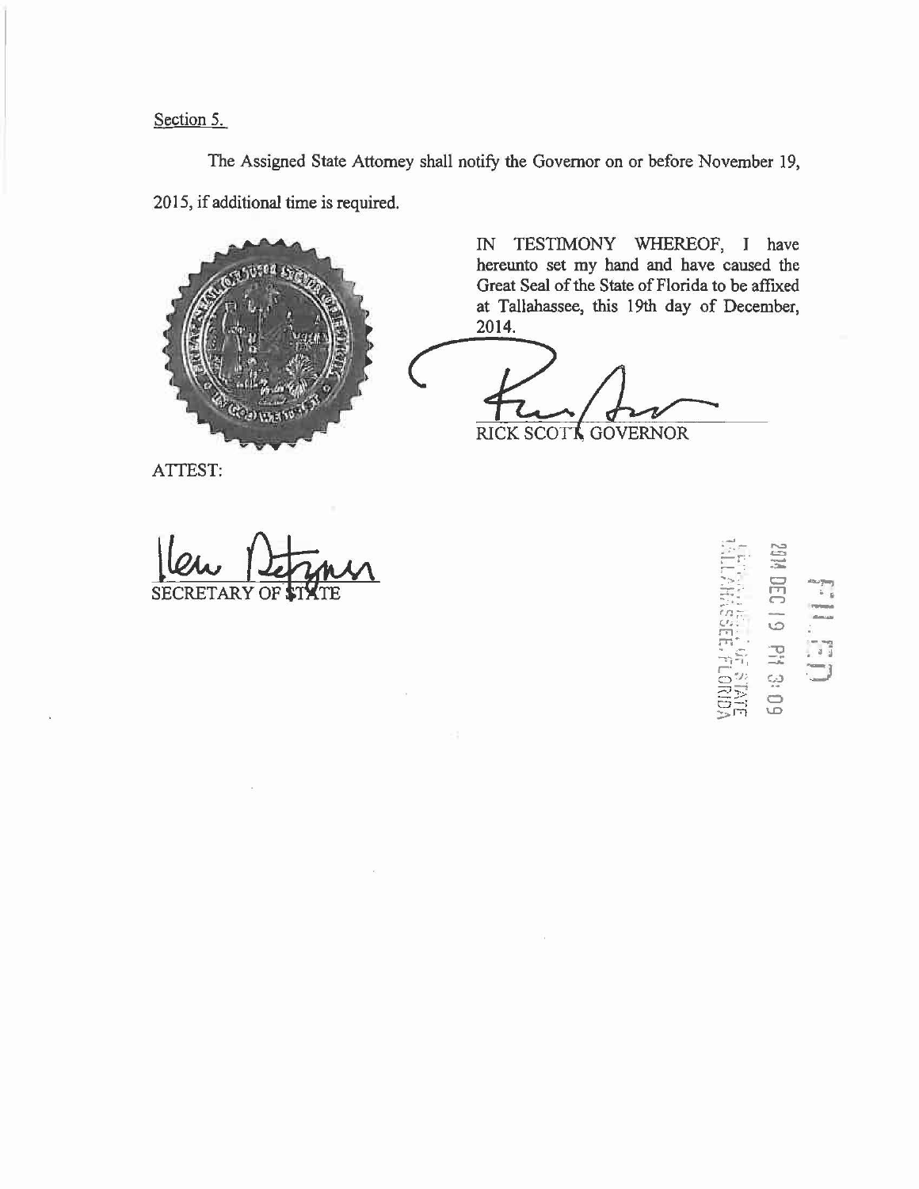Section 5.

The Assigned State Attorney shall notify the Governor on or before November 19, 2015, if additional time is required.

IN TESTIMONY WHEREOF, I have hereunto set my hand and have caused the Great Seal of the State of Florida to be affixed at Tallahassee, this 19th day of December, 2014.

RICK SCOTT, GOVERNOR

ATTEST:

SECRETARY OF STATE

FILED

2014 DEC 19 PM 3:09

SECRETARY OF STATE
TALLAHASSEE, FLORIDA